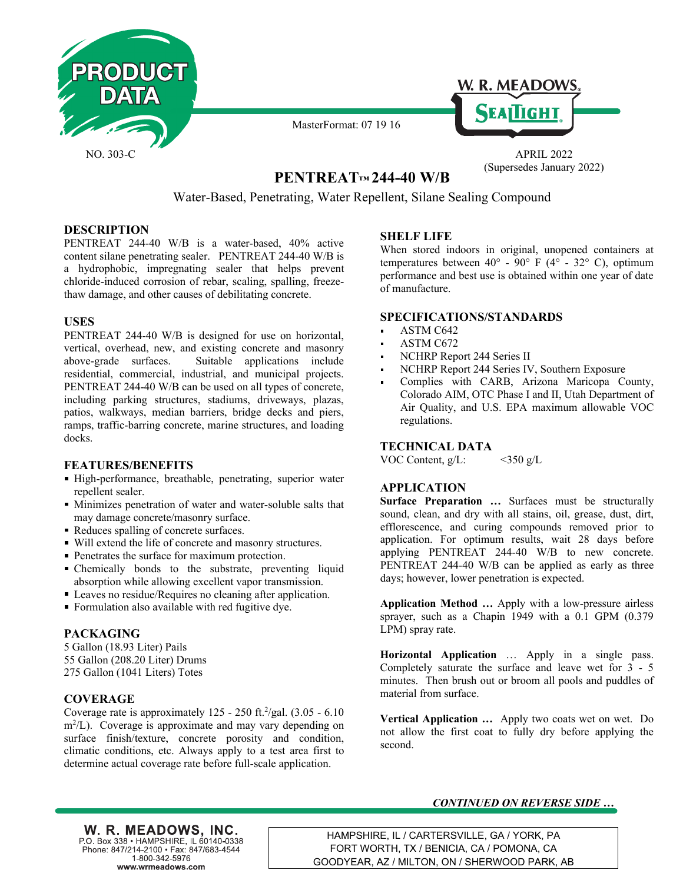PRODUCT DATA

NO. 303-C

MasterFormat: 07 19 16

W. R. MEADOWS. SEALTIGHT

APRIL 2022
(Supersedes January 2022)

# PENTREAT™ 244-40 W/B

Water-Based, Penetrating, Water Repellent, Silane Sealing Compound

## DESCRIPTION

PENTREAT 244-40 W/B is a water-based, 40% active content silane penetrating sealer. PENTREAT 244-40 W/B is a hydrophobic, impregnating sealer that helps prevent chloride-induced corrosion of rebar, scaling, spalling, freeze-thaw damage, and other causes of debilitating concrete.

## USES

PENTREAT 244-40 W/B is designed for use on horizontal, vertical, overhead, new, and existing concrete and masonry above-grade surfaces. Suitable applications include residential, commercial, industrial, and municipal projects. PENTREAT 244-40 W/B can be used on all types of concrete, including parking structures, stadiums, driveways, plazas, patios, walkways, median barriers, bridge decks and piers, ramps, traffic-barring concrete, marine structures, and loading docks.

## FEATURES/BENEFITS

- High-performance, breathable, penetrating, superior water repellent sealer.
- Minimizes penetration of water and water-soluble salts that may damage concrete/masonry surface.
- Reduces spalling of concrete surfaces.
- Will extend the life of concrete and masonry structures.
- Penetrates the surface for maximum protection.
- Chemically bonds to the substrate, preventing liquid absorption while allowing excellent vapor transmission.
- Leaves no residue/Requires no cleaning after application.
- Formulation also available with red fugitive dye.

## PACKAGING

5 Gallon (18.93 Liter) Pails
55 Gallon (208.20 Liter) Drums
275 Gallon (1041 Liters) Totes

## COVERAGE

Coverage rate is approximately 125 - 250 ft.$^2$/gal. (3.05 - 6.10 m$^2$/L). Coverage is approximate and may vary depending on surface finish/texture, concrete porosity and condition, climatic conditions, etc. Always apply to a test area first to determine actual coverage rate before full-scale application.

## SHELF LIFE

When stored indoors in original, unopened containers at temperatures between 40° - 90° F (4° - 32° C), optimum performance and best use is obtained within one year of date of manufacture.

## SPECIFICATIONS/STANDARDS

- ASTM C642
- ASTM C672
- NCHRP Report 244 Series II
- NCHRP Report 244 Series IV, Southern Exposure
- Complies with CARB, Arizona Maricopa County, Colorado AIM, OTC Phase I and II, Utah Department of Air Quality, and U.S. EPA maximum allowable VOC regulations.

## TECHNICAL DATA

VOC Content, g/L: <350 g/L

## APPLICATION

**Surface Preparation …** Surfaces must be structurally sound, clean, and dry with all stains, oil, grease, dust, dirt, efflorescence, and curing compounds removed prior to application. For optimum results, wait 28 days before applying PENTREAT 244-40 W/B to new concrete. PENTREAT 244-40 W/B can be applied as early as three days; however, lower penetration is expected.

**Application Method …** Apply with a low-pressure airless sprayer, such as a Chapin 1949 with a 0.1 GPM (0.379 LPM) spray rate.

**Horizontal Application …** Apply in a single pass. Completely saturate the surface and leave wet for 3 - 5 minutes. Then brush out or broom all pools and puddles of material from surface.

**Vertical Application …** Apply two coats wet on wet. Do not allow the first coat to fully dry before applying the second.

*CONTINUED ON REVERSE SIDE …*

**W. R. MEADOWS, INC.**
P.O. Box 338 • HAMPSHIRE, IL 60140-0338
Phone: 847/214-2100 • Fax: 847/683-4544
1-800-342-5976
**www.wrmeadows.com**

HAMPSHIRE, IL / CARTERSVILLE, GA / YORK, PA
FORT WORTH, TX / BENICIA, CA / POMONA, CA
GOODYEAR, AZ / MILTON, ON / SHERWOOD PARK, AB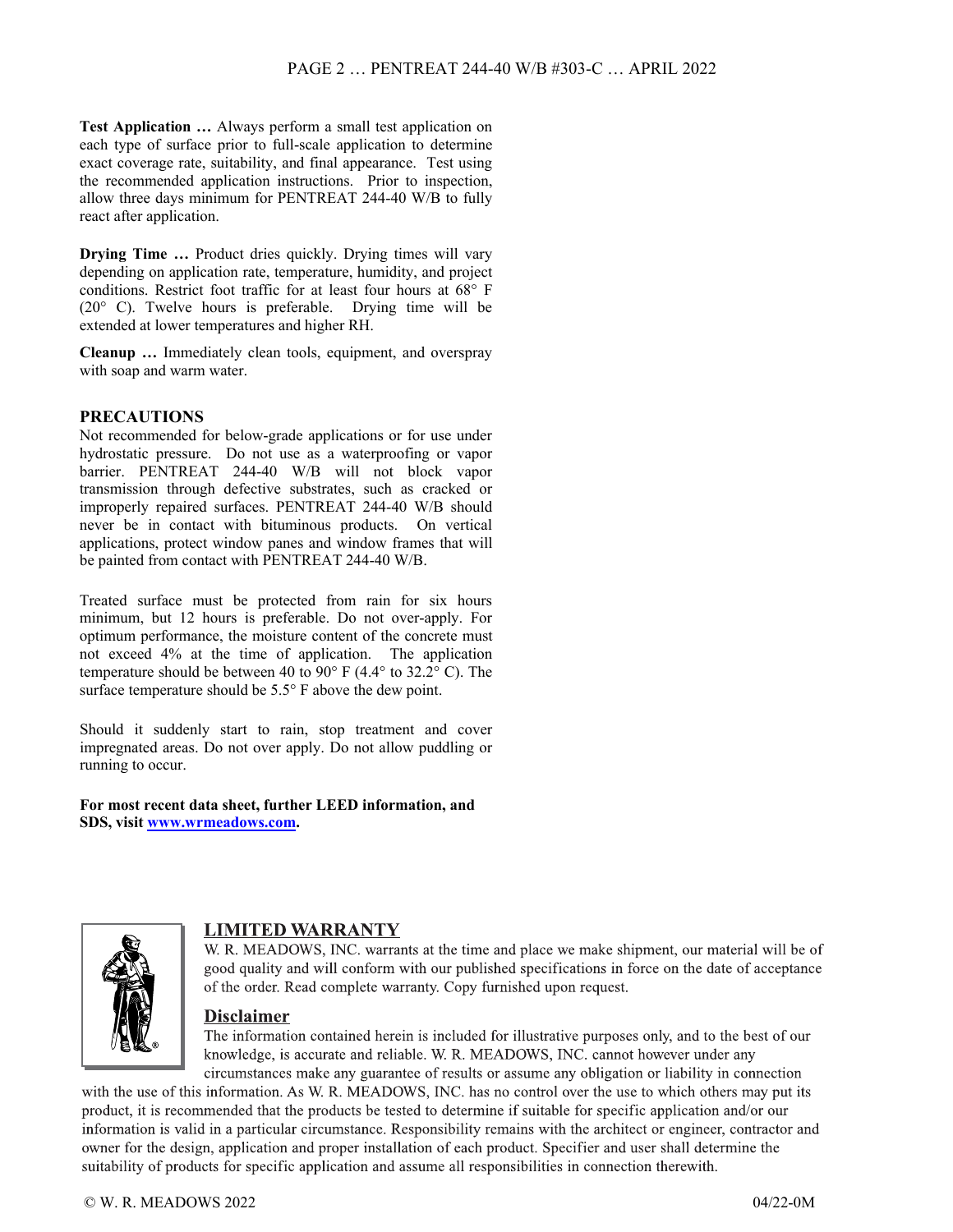**Test Application …** Always perform a small test application on each type of surface prior to full-scale application to determine exact coverage rate, suitability, and final appearance. Test using the recommended application instructions. Prior to inspection, allow three days minimum for PENTREAT 244-40 W/B to fully react after application.

**Drying Time …** Product dries quickly. Drying times will vary depending on application rate, temperature, humidity, and project conditions. Restrict foot traffic for at least four hours at 68° F (20° C). Twelve hours is preferable. Drying time will be extended at lower temperatures and higher RH.

**Cleanup …** Immediately clean tools, equipment, and overspray with soap and warm water.

## PRECAUTIONS

Not recommended for below-grade applications or for use under hydrostatic pressure. Do not use as a waterproofing or vapor barrier. PENTREAT 244-40 W/B will not block vapor transmission through defective substrates, such as cracked or improperly repaired surfaces. PENTREAT 244-40 W/B should never be in contact with bituminous products. On vertical applications, protect window panes and window frames that will be painted from contact with PENTREAT 244-40 W/B.

Treated surface must be protected from rain for six hours minimum, but 12 hours is preferable. Do not over-apply. For optimum performance, the moisture content of the concrete must not exceed 4% at the time of application. The application temperature should be between 40 to 90° F (4.4° to 32.2° C). The surface temperature should be 5.5° F above the dew point.

Should it suddenly start to rain, stop treatment and cover impregnated areas. Do not over apply. Do not allow puddling or running to occur.

**For most recent data sheet, further LEED information, and SDS, visit [www.wrmeadows.com](http://www.wrmeadows.com).**

## LIMITED WARRANTY

W. R. MEADOWS, INC. warrants at the time and place we make shipment, our material will be of good quality and will conform with our published specifications in force on the date of acceptance of the order. Read complete warranty. Copy furnished upon request.

## Disclaimer

The information contained herein is included for illustrative purposes only, and to the best of our knowledge, is accurate and reliable. W. R. MEADOWS, INC. cannot however under any circumstances make any guarantee of results or assume any obligation or liability in connection with the use of this information. As W. R. MEADOWS, INC. has no control over the use to which others may put its product, it is recommended that the products be tested to determine if suitable for specific application and/or our information is valid in a particular circumstance. Responsibility remains with the architect or engineer, contractor and owner for the design, application and proper installation of each product. Specifier and user shall determine the suitability of products for specific application and assume all responsibilities in connection therewith.

© W. R. MEADOWS 2022

04/22-0M